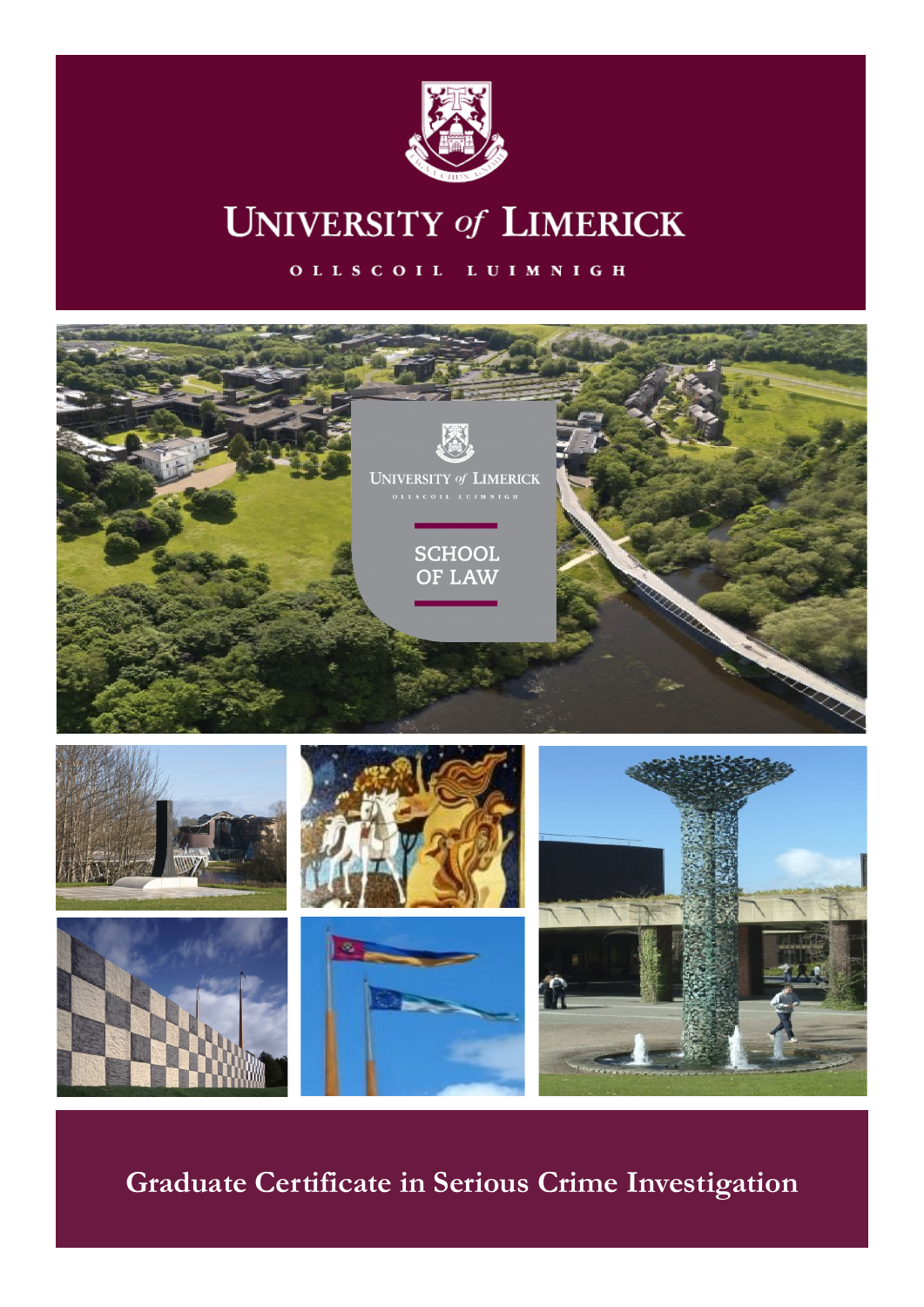# UNIVERSITY *of* LIMERICK

OLLSCOIL LUIMNIGH

UNIVERSITY *of* LIMERICK

OLLSCOIL LUIMNIGH

SCHOOL OF LAW

## Graduate Certificate in Serious Crime Investigation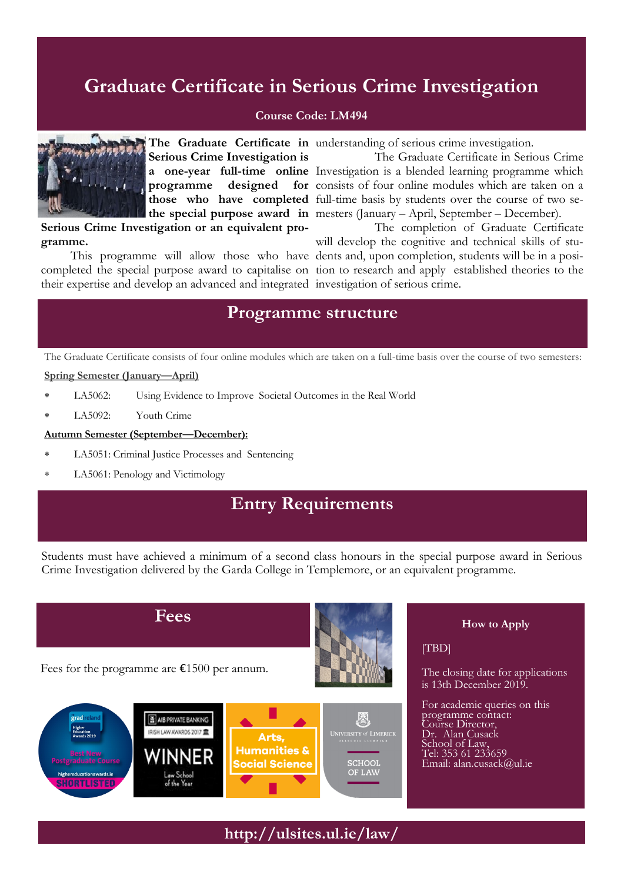# Graduate Certificate in Serious Crime Investigation

**Course Code: LM494**

**The Graduate Certificate in Serious Crime Investigation is a one-year full-time online programme designed for those who have completed the special purpose award in Serious Crime Investigation or an equivalent programme.**

This programme will allow those who have completed the special purpose award to capitalise on their expertise and develop an advanced and integrated understanding of serious crime investigation.

The Graduate Certificate in Serious Crime Investigation is a blended learning programme which consists of four online modules which are taken on a full-time basis by students over the course of two semesters (January – April, September – December).

The completion of Graduate Certificate will develop the cognitive and technical skills of students and, upon completion, students will be in a position to research and apply established theories to the investigation of serious crime.

## Programme structure

The Graduate Certificate consists of four online modules which are taken on a full-time basis over the course of two semesters:

**Spring Semester (January—April)**

* LA5062: Using Evidence to Improve Societal Outcomes in the Real World
* LA5092: Youth Crime

**Autumn Semester (September—December):**

* LA5051: Criminal Justice Processes and Sentencing
* LA5061: Penology and Victimology

## Entry Requirements

Students must have achieved a minimum of a second class honours in the special purpose award in Serious Crime Investigation delivered by the Garda College in Templemore, or an equivalent programme.

## Fees

Fees for the programme are €1500 per annum.

gradireland Higher Education Awards 2019 Best New Postgraduate Course SHORTLISTED higher­educationawards.ie

AIB PRIVATE BANKING IRISH LAW AWARDS 2017 WINNER Law School of the Year

Arts, Humanities & Social Science

University of Limerick School of Law

### How to Apply

[TBD]

The closing date for applications is 13th December 2019.

For academic queries on this programme contact:
Course Director,
Dr. Alan Cusack
School of Law,
Tel: 353 61 233659
Email: alan.cusack@ul.ie

**http://ulsites.ul.ie/law/**